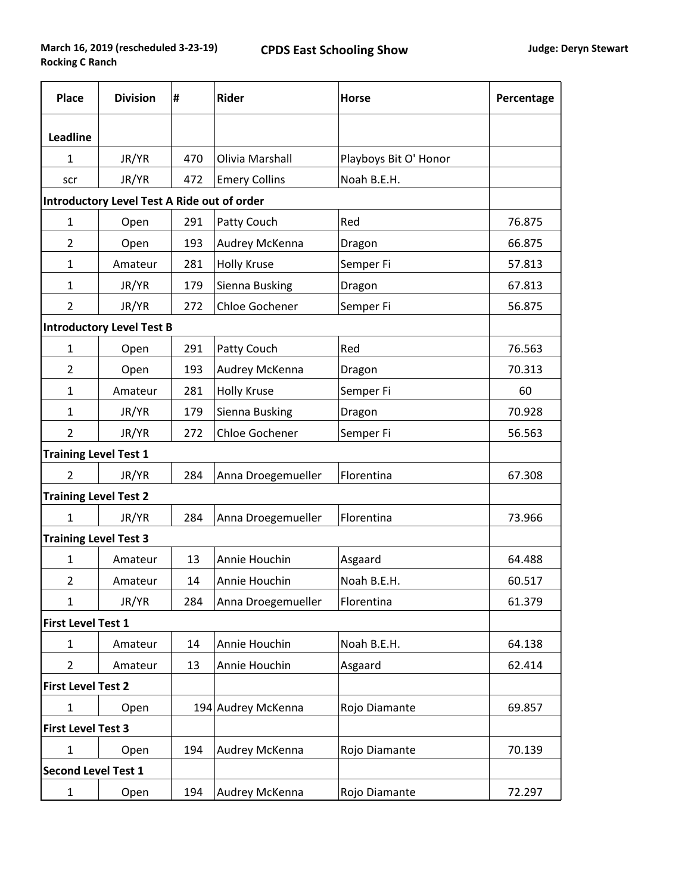March 16, 2019 (rescheduled 3-23-19)
Rocking C Ranch

**CPDS East Schooling Show**

**Judge: Deryn Stewart**

| Place | Division | # | Rider | Horse | Percentage |
|---|---|---|---|---|---|
| **Leadline** | | | | | |
| 1 | JR/YR | 470 | Olivia Marshall | Playboys Bit O' Honor | |
| scr | JR/YR | 472 | Emery Collins | Noah B.E.H. | |
| **Introductory Level Test A Ride out of order** | | | | | |
| 1 | Open | 291 | Patty Couch | Red | 76.875 |
| 2 | Open | 193 | Audrey McKenna | Dragon | 66.875 |
| 1 | Amateur | 281 | Holly Kruse | Semper Fi | 57.813 |
| 1 | JR/YR | 179 | Sienna Busking | Dragon | 67.813 |
| 2 | JR/YR | 272 | Chloe Gochener | Semper Fi | 56.875 |
| **Introductory Level Test B** | | | | | |
| 1 | Open | 291 | Patty Couch | Red | 76.563 |
| 2 | Open | 193 | Audrey McKenna | Dragon | 70.313 |
| 1 | Amateur | 281 | Holly Kruse | Semper Fi | 60 |
| 1 | JR/YR | 179 | Sienna Busking | Dragon | 70.928 |
| 2 | JR/YR | 272 | Chloe Gochener | Semper Fi | 56.563 |
| **Training Level Test 1** | | | | | |
| 2 | JR/YR | 284 | Anna Droegemueller | Florentina | 67.308 |
| **Training Level Test 2** | | | | | |
| 1 | JR/YR | 284 | Anna Droegemueller | Florentina | 73.966 |
| **Training Level Test 3** | | | | | |
| 1 | Amateur | 13 | Annie Houchin | Asgaard | 64.488 |
| 2 | Amateur | 14 | Annie Houchin | Noah B.E.H. | 60.517 |
| 1 | JR/YR | 284 | Anna Droegemueller | Florentina | 61.379 |
| **First Level Test 1** | | | | | |
| 1 | Amateur | 14 | Annie Houchin | Noah B.E.H. | 64.138 |
| 2 | Amateur | 13 | Annie Houchin | Asgaard | 62.414 |
| **First Level Test 2** | | | | | |
| 1 | Open | 194 | Audrey McKenna | Rojo Diamante | 69.857 |
| **First Level Test 3** | | | | | |
| 1 | Open | 194 | Audrey McKenna | Rojo Diamante | 70.139 |
| **Second Level Test 1** | | | | | |
| 1 | Open | 194 | Audrey McKenna | Rojo Diamante | 72.297 |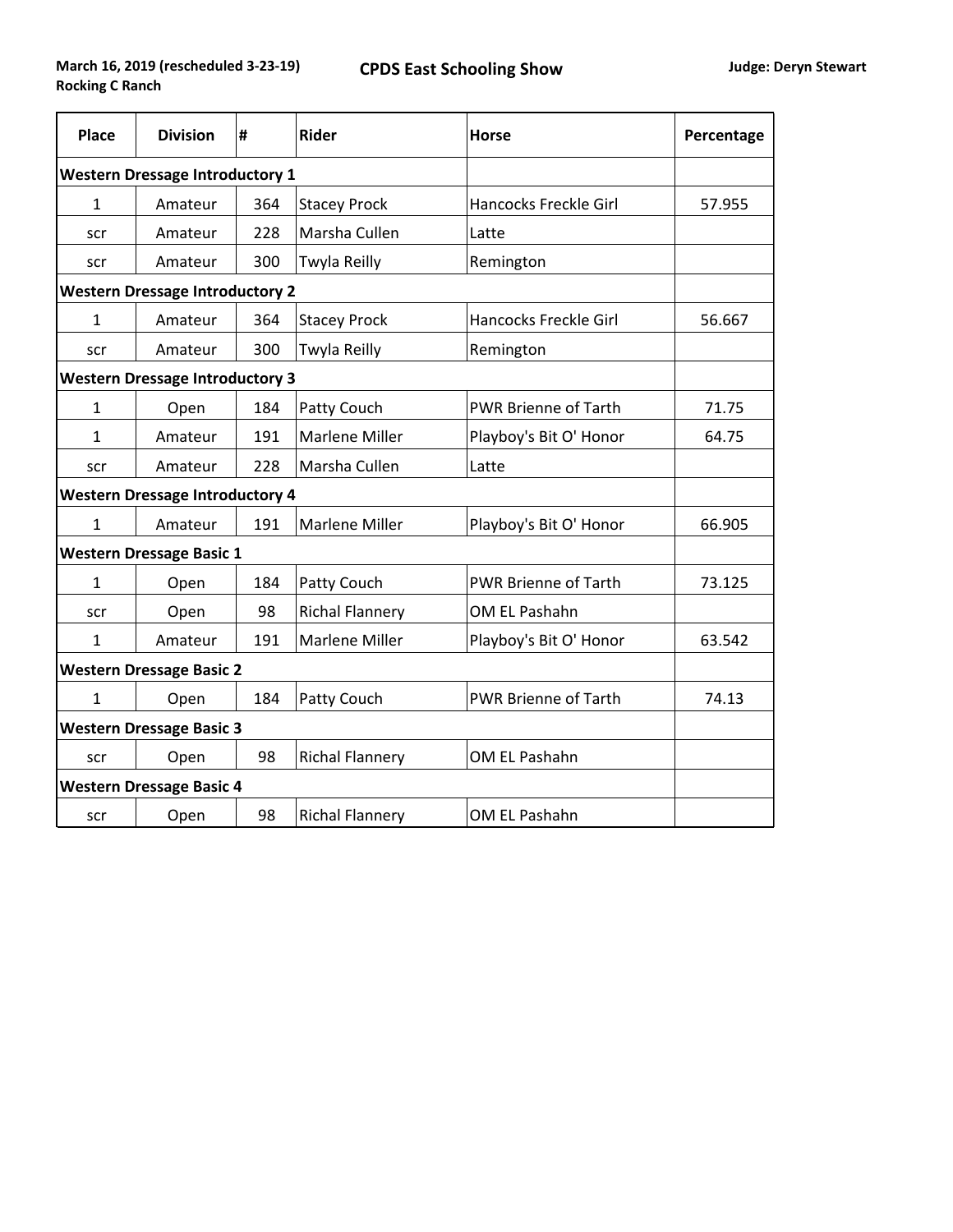March 16, 2019 (rescheduled 3-23-19)
Rocking C Ranch

**CPDS East Schooling Show**

**Judge: Deryn Stewart**

| Place | Division | # | Rider | Horse | Percentage |
|---|---|---|---|---|---|
| **Western Dressage Introductory 1** | | | | | |
| 1 | Amateur | 364 | Stacey Prock | Hancocks Freckle Girl | 57.955 |
| scr | Amateur | 228 | Marsha Cullen | Latte | |
| scr | Amateur | 300 | Twyla Reilly | Remington | |
| **Western Dressage Introductory 2** | | | | | |
| 1 | Amateur | 364 | Stacey Prock | Hancocks Freckle Girl | 56.667 |
| scr | Amateur | 300 | Twyla Reilly | Remington | |
| **Western Dressage Introductory 3** | | | | | |
| 1 | Open | 184 | Patty Couch | PWR Brienne of Tarth | 71.75 |
| 1 | Amateur | 191 | Marlene Miller | Playboy's Bit O' Honor | 64.75 |
| scr | Amateur | 228 | Marsha Cullen | Latte | |
| **Western Dressage Introductory 4** | | | | | |
| 1 | Amateur | 191 | Marlene Miller | Playboy's Bit O' Honor | 66.905 |
| **Western Dressage Basic 1** | | | | | |
| 1 | Open | 184 | Patty Couch | PWR Brienne of Tarth | 73.125 |
| scr | Open | 98 | Richal Flannery | OM EL Pashahn | |
| 1 | Amateur | 191 | Marlene Miller | Playboy's Bit O' Honor | 63.542 |
| **Western Dressage Basic 2** | | | | | |
| 1 | Open | 184 | Patty Couch | PWR Brienne of Tarth | 74.13 |
| **Western Dressage Basic 3** | | | | | |
| scr | Open | 98 | Richal Flannery | OM EL Pashahn | |
| **Western Dressage Basic 4** | | | | | |
| scr | Open | 98 | Richal Flannery | OM EL Pashahn | |